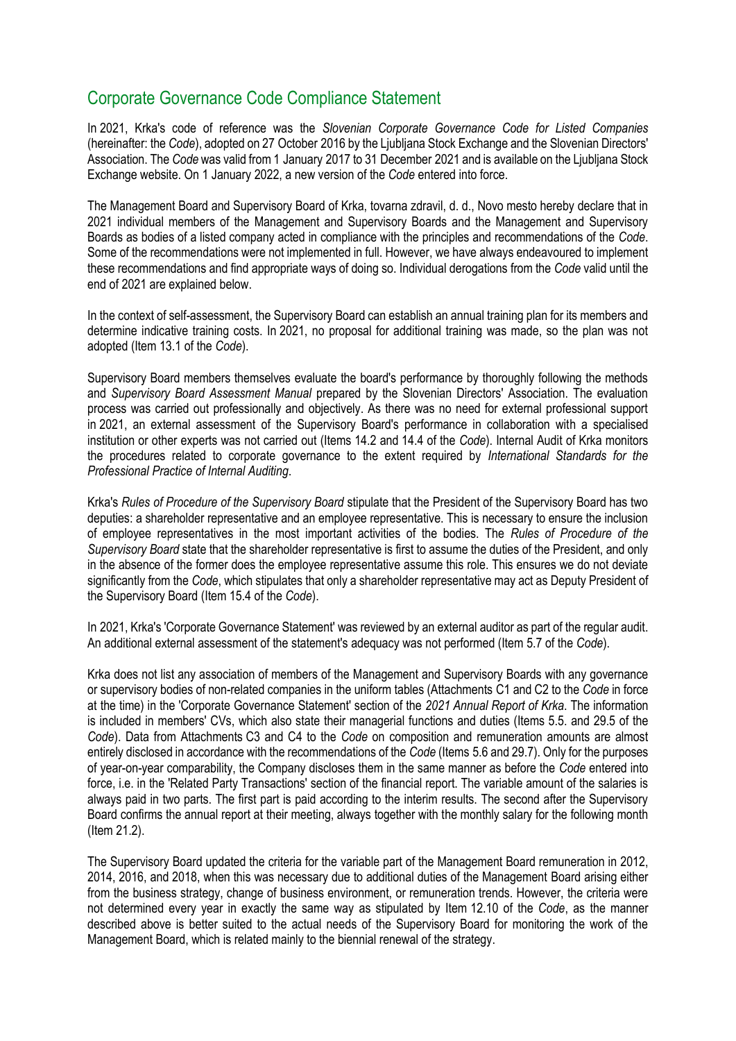## Corporate Governance Code Compliance Statement

In 2021, Krka's code of reference was the *Slovenian Corporate Governance Code for Listed Companies* (hereinafter: the *Code*), adopted on 27 October 2016 by the Ljubljana Stock Exchange and the Slovenian Directors' Association. The *Code* was valid from 1 January 2017 to 31 December 2021 and is available on the Ljubljana Stock Exchange website. On 1 January 2022, a new version of the *Code* entered into force.

The Management Board and Supervisory Board of Krka, tovarna zdravil, d. d., Novo mesto hereby declare that in 2021 individual members of the Management and Supervisory Boards and the Management and Supervisory Boards as bodies of a listed company acted in compliance with the principles and recommendations of the *Code*. Some of the recommendations were not implemented in full. However, we have always endeavoured to implement these recommendations and find appropriate ways of doing so. Individual derogations from the *Code* valid until the end of 2021 are explained below.

In the context of self-assessment, the Supervisory Board can establish an annual training plan for its members and determine indicative training costs. In 2021, no proposal for additional training was made, so the plan was not adopted (Item 13.1 of the *Code*).

Supervisory Board members themselves evaluate the board's performance by thoroughly following the methods and *Supervisory Board Assessment Manual* prepared by the Slovenian Directors' Association. The evaluation process was carried out professionally and objectively. As there was no need for external professional support in 2021, an external assessment of the Supervisory Board's performance in collaboration with a specialised institution or other experts was not carried out (Items 14.2 and 14.4 of the *Code*). Internal Audit of Krka monitors the procedures related to corporate governance to the extent required by *International Standards for the Professional Practice of Internal Auditing*.

Krka's *Rules of Procedure of the Supervisory Board* stipulate that the President of the Supervisory Board has two deputies: a shareholder representative and an employee representative. This is necessary to ensure the inclusion of employee representatives in the most important activities of the bodies. The *Rules of Procedure of the Supervisory Board* state that the shareholder representative is first to assume the duties of the President, and only in the absence of the former does the employee representative assume this role. This ensures we do not deviate significantly from the *Code*, which stipulates that only a shareholder representative may act as Deputy President of the Supervisory Board (Item 15.4 of the *Code*).

In 2021, Krka's 'Corporate Governance Statement' was reviewed by an external auditor as part of the regular audit. An additional external assessment of the statement's adequacy was not performed (Item 5.7 of the *Code*).

Krka does not list any association of members of the Management and Supervisory Boards with any governance or supervisory bodies of non-related companies in the uniform tables (Attachments C1 and C2 to the *Code* in force at the time) in the 'Corporate Governance Statement' section of the *2021 Annual Report of Krka*. The information is included in members' CVs, which also state their managerial functions and duties (Items 5.5. and 29.5 of the *Code*). Data from Attachments C3 and C4 to the *Code* on composition and remuneration amounts are almost entirely disclosed in accordance with the recommendations of the *Code* (Items 5.6 and 29.7). Only for the purposes of year-on-year comparability, the Company discloses them in the same manner as before the *Code* entered into force, i.e. in the 'Related Party Transactions' section of the financial report. The variable amount of the salaries is always paid in two parts. The first part is paid according to the interim results. The second after the Supervisory Board confirms the annual report at their meeting, always together with the monthly salary for the following month (Item 21.2).

The Supervisory Board updated the criteria for the variable part of the Management Board remuneration in 2012, 2014, 2016, and 2018, when this was necessary due to additional duties of the Management Board arising either from the business strategy, change of business environment, or remuneration trends. However, the criteria were not determined every year in exactly the same way as stipulated by Item 12.10 of the *Code*, as the manner described above is better suited to the actual needs of the Supervisory Board for monitoring the work of the Management Board, which is related mainly to the biennial renewal of the strategy.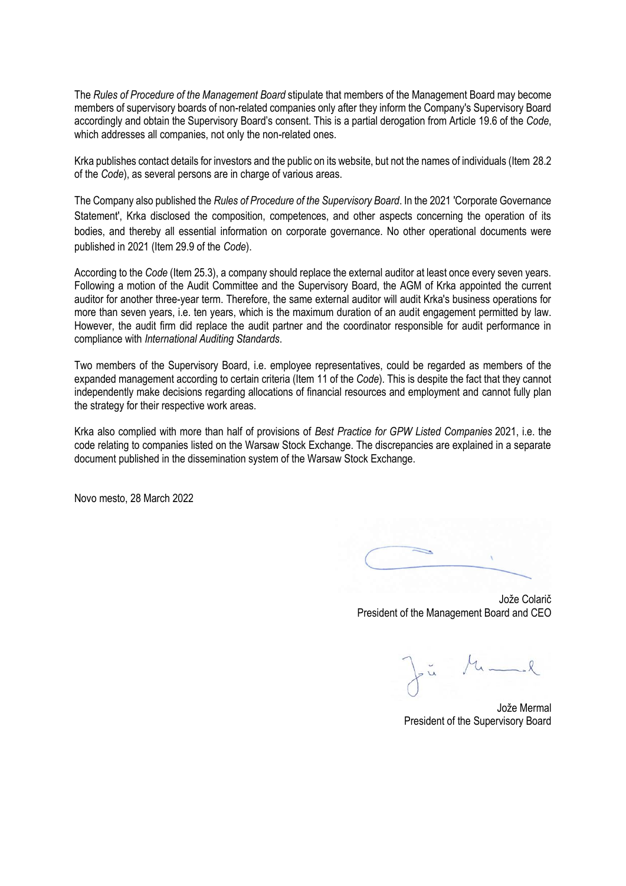The *Rules of Procedure of the Management Board* stipulate that members of the Management Board may become members of supervisory boards of non-related companies only after they inform the Company's Supervisory Board accordingly and obtain the Supervisory Board's consent. This is a partial derogation from Article 19.6 of the *Code*, which addresses all companies, not only the non-related ones.

Krka publishes contact details for investors and the public on its website, but not the names of individuals (Item 28.2 of the *Code*), as several persons are in charge of various areas.

The Company also published the *Rules of Procedure of the Supervisory Board*. In the 2021 'Corporate Governance Statement', Krka disclosed the composition, competences, and other aspects concerning the operation of its bodies, and thereby all essential information on corporate governance. No other operational documents were published in 2021 (Item 29.9 of the *Code*).

According to the *Code* (Item 25.3), a company should replace the external auditor at least once every seven years. Following a motion of the Audit Committee and the Supervisory Board, the AGM of Krka appointed the current auditor for another three-year term. Therefore, the same external auditor will audit Krka's business operations for more than seven years, i.e. ten years, which is the maximum duration of an audit engagement permitted by law. However, the audit firm did replace the audit partner and the coordinator responsible for audit performance in compliance with *International Auditing Standards*.

Two members of the Supervisory Board, i.e. employee representatives, could be regarded as members of the expanded management according to certain criteria (Item 11 of the *Code*). This is despite the fact that they cannot independently make decisions regarding allocations of financial resources and employment and cannot fully plan the strategy for their respective work areas.

Krka also complied with more than half of provisions of *Best Practice for GPW Listed Companies* 2021, i.e. the code relating to companies listed on the Warsaw Stock Exchange. The discrepancies are explained in a separate document published in the dissemination system of the Warsaw Stock Exchange.

Novo mesto, 28 March 2022

Jože Colarič
President of the Management Board and CEO

Jože Mermal
President of the Supervisory Board